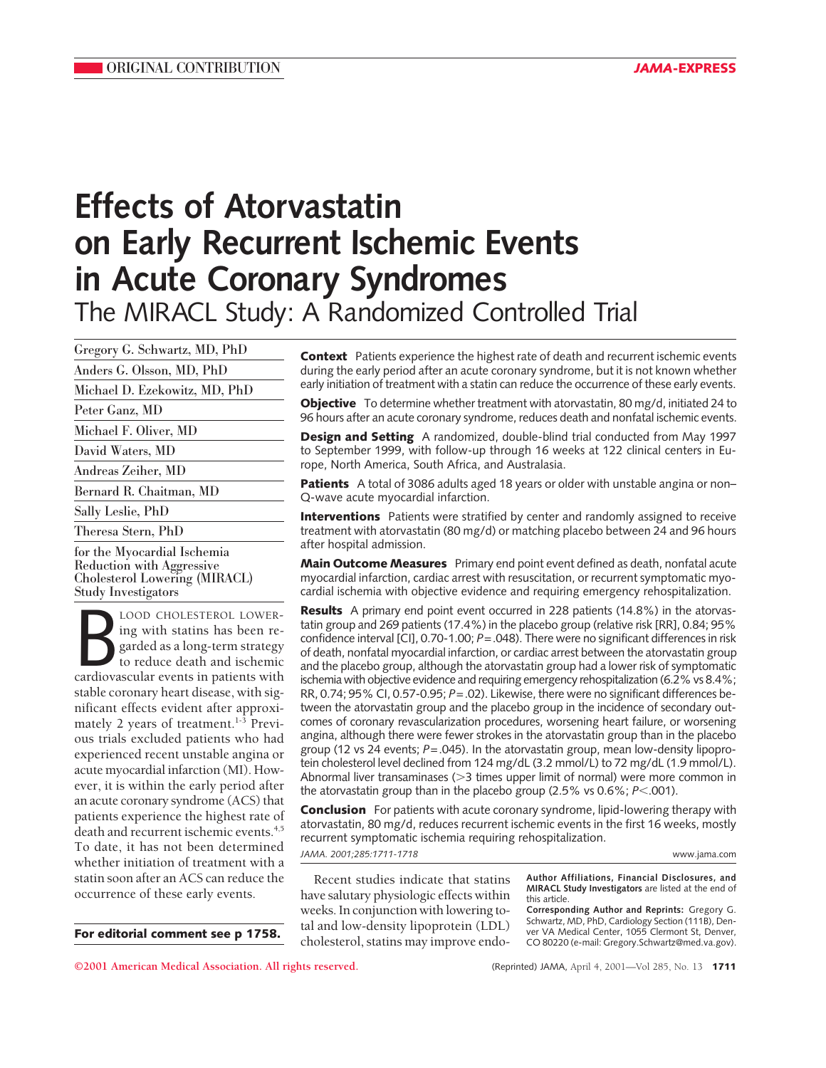ORIGINAL CONTRIBUTION

JAMA-EXPRESS

# Effects of Atorvastatin on Early Recurrent Ischemic Events in Acute Coronary Syndromes

## The MIRACL Study: A Randomized Controlled Trial

Gregory G. Schwartz, MD, PhD
Anders G. Olsson, MD, PhD
Michael D. Ezekowitz, MD, PhD
Peter Ganz, MD
Michael F. Oliver, MD
David Waters, MD
Andreas Zeiher, MD
Bernard R. Chaitman, MD
Sally Leslie, PhD
Theresa Stern, PhD
for the Myocardial Ischemia Reduction with Aggressive Cholesterol Lowering (MIRACL) Study Investigators

**Context** Patients experience the highest rate of death and recurrent ischemic events during the early period after an acute coronary syndrome, but it is not known whether early initiation of treatment with a statin can reduce the occurrence of these early events.

**Objective** To determine whether treatment with atorvastatin, 80 mg/d, initiated 24 to 96 hours after an acute coronary syndrome, reduces death and nonfatal ischemic events.

**Design and Setting** A randomized, double-blind trial conducted from May 1997 to September 1999, with follow-up through 16 weeks at 122 clinical centers in Europe, North America, South Africa, and Australasia.

**Patients** A total of 3086 adults aged 18 years or older with unstable angina or non–Q-wave acute myocardial infarction.

**Interventions** Patients were stratified by center and randomly assigned to receive treatment with atorvastatin (80 mg/d) or matching placebo between 24 and 96 hours after hospital admission.

**Main Outcome Measures** Primary end point event defined as death, nonfatal acute myocardial infarction, cardiac arrest with resuscitation, or recurrent symptomatic myocardial ischemia with objective evidence and requiring emergency rehospitalization.

**Results** A primary end point event occurred in 228 patients (14.8%) in the atorvastatin group and 269 patients (17.4%) in the placebo group (relative risk [RR], 0.84; 95% confidence interval [CI], 0.70-1.00; $P=.048$). There were no significant differences in risk of death, nonfatal myocardial infarction, or cardiac arrest between the atorvastatin group and the placebo group, although the atorvastatin group had a lower risk of symptomatic ischemia with objective evidence and requiring emergency rehospitalization (6.2% vs 8.4%; RR, 0.74; 95% CI, 0.57-0.95; $P=.02$). Likewise, there were no significant differences between the atorvastatin group and the placebo group in the incidence of secondary outcomes of coronary revascularization procedures, worsening heart failure, or worsening angina, although there were fewer strokes in the atorvastatin group than in the placebo group (12 vs 24 events; $P=.045$). In the atorvastatin group, mean low-density lipoprotein cholesterol level declined from 124 mg/dL (3.2 mmol/L) to 72 mg/dL (1.9 mmol/L). Abnormal liver transaminases (>3 times upper limit of normal) were more common in the atorvastatin group than in the placebo group (2.5% vs 0.6%; $P<.001$).

**Conclusion** For patients with acute coronary syndrome, lipid-lowering therapy with atorvastatin, 80 mg/d, reduces recurrent ischemic events in the first 16 weeks, mostly recurrent symptomatic ischemia requiring rehospitalization.

*JAMA. 2001;285:1711-1718* www.jama.com

BLOOD CHOLESTEROL LOWERING with statins has been regarded as a long-term strategy to reduce death and ischemic cardiovascular events in patients with stable coronary heart disease, with significant effects evident after approximately 2 years of treatment.[1-3] Previous trials excluded patients who had experienced recent unstable angina or acute myocardial infarction (MI). However, it is within the early period after an acute coronary syndrome (ACS) that patients experience the highest rate of death and recurrent ischemic events.[4,5] To date, it has not been determined whether initiation of treatment with a statin soon after an ACS can reduce the occurrence of these early events.

**For editorial comment see p 1758.**

Recent studies indicate that statins have salutary physiologic effects within weeks. In conjunction with lowering total and low-density lipoprotein (LDL) cholesterol, statins may improve endo-

**Author Affiliations, Financial Disclosures, and MIRACL Study Investigators** are listed at the end of this article.

**Corresponding Author and Reprints:** Gregory G. Schwartz, MD, PhD, Cardiology Section (111B), Denver VA Medical Center, 1055 Clermont St, Denver, CO 80220 (e-mail: Gregory.Schwartz@med.va.gov).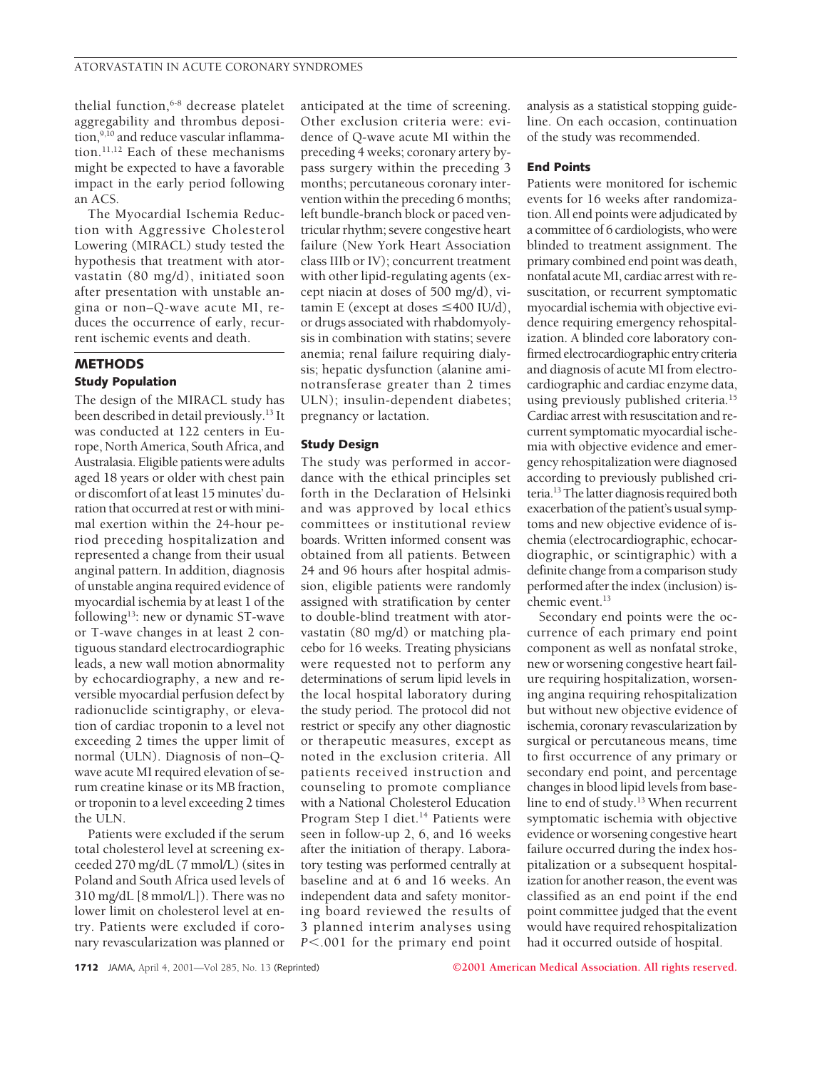thelial function,[6-8] decrease platelet aggregability and thrombus deposition,[9,10] and reduce vascular inflammation.[11,12] Each of these mechanisms might be expected to have a favorable impact in the early period following an ACS.

The Myocardial Ischemia Reduction with Aggressive Cholesterol Lowering (MIRACL) study tested the hypothesis that treatment with atorvastatin (80 mg/d), initiated soon after presentation with unstable angina or non–Q-wave acute MI, reduces the occurrence of early, recurrent ischemic events and death.

## METHODS

### Study Population

The design of the MIRACL study has been described in detail previously.[13] It was conducted at 122 centers in Europe, North America, South Africa, and Australasia. Eligible patients were adults aged 18 years or older with chest pain or discomfort of at least 15 minutes' duration that occurred at rest or with minimal exertion within the 24-hour period preceding hospitalization and represented a change from their usual anginal pattern. In addition, diagnosis of unstable angina required evidence of myocardial ischemia by at least 1 of the following[13]: new or dynamic ST-wave or T-wave changes in at least 2 contiguous standard electrocardiographic leads, a new wall motion abnormality by echocardiography, a new and reversible myocardial perfusion defect by radionuclide scintigraphy, or elevation of cardiac troponin to a level not exceeding 2 times the upper limit of normal (ULN). Diagnosis of non–Q-wave acute MI required elevation of serum creatine kinase or its MB fraction, or troponin to a level exceeding 2 times the ULN.

Patients were excluded if the serum total cholesterol level at screening exceeded 270 mg/dL (7 mmol/L) (sites in Poland and South Africa used levels of 310 mg/dL [8 mmol/L]). There was no lower limit on cholesterol level at entry. Patients were excluded if coronary revascularization was planned or anticipated at the time of screening. Other exclusion criteria were: evidence of Q-wave acute MI within the preceding 4 weeks; coronary artery bypass surgery within the preceding 3 months; percutaneous coronary intervention within the preceding 6 months; left bundle-branch block or paced ventricular rhythm; severe congestive heart failure (New York Heart Association class IIIb or IV); concurrent treatment with other lipid-regulating agents (except niacin at doses of 500 mg/d), vitamin E (except at doses ≤400 IU/d), or drugs associated with rhabdomyolysis in combination with statins; severe anemia; renal failure requiring dialysis; hepatic dysfunction (alanine aminotransferase greater than 2 times ULN); insulin-dependent diabetes; pregnancy or lactation.

### Study Design

The study was performed in accordance with the ethical principles set forth in the Declaration of Helsinki and was approved by local ethics committees or institutional review boards. Written informed consent was obtained from all patients. Between 24 and 96 hours after hospital admission, eligible patients were randomly assigned with stratification by center to double-blind treatment with atorvastatin (80 mg/d) or matching placebo for 16 weeks. Treating physicians were requested not to perform any determinations of serum lipid levels in the local hospital laboratory during the study period. The protocol did not restrict or specify any other diagnostic or therapeutic measures, except as noted in the exclusion criteria. All patients received instruction and counseling to promote compliance with a National Cholesterol Education Program Step I diet.[14] Patients were seen in follow-up 2, 6, and 16 weeks after the initiation of therapy. Laboratory testing was performed centrally at baseline and at 6 and 16 weeks. An independent data and safety monitoring board reviewed the results of 3 planned interim analyses using $P<.001$ for the primary end point analysis as a statistical stopping guideline. On each occasion, continuation of the study was recommended.

### End Points

Patients were monitored for ischemic events for 16 weeks after randomization. All end points were adjudicated by a committee of 6 cardiologists, who were blinded to treatment assignment. The primary combined end point was death, nonfatal acute MI, cardiac arrest with resuscitation, or recurrent symptomatic myocardial ischemia with objective evidence requiring emergency rehospitalization. A blinded core laboratory confirmed electrocardiographic entry criteria and diagnosis of acute MI from electrocardiographic and cardiac enzyme data, using previously published criteria.[15] Cardiac arrest with resuscitation and recurrent symptomatic myocardial ischemia with objective evidence and emergency rehospitalization were diagnosed according to previously published criteria.[13] The latter diagnosis required both exacerbation of the patient's usual symptoms and new objective evidence of ischemia (electrocardiographic, echocardiographic, or scintigraphic) with a definite change from a comparison study performed after the index (inclusion) ischemic event.[13]

Secondary end points were the occurrence of each primary end point component as well as nonfatal stroke, new or worsening congestive heart failure requiring hospitalization, worsening angina requiring rehospitalization but without new objective evidence of ischemia, coronary revascularization by surgical or percutaneous means, time to first occurrence of any primary or secondary end point, and percentage changes in blood lipid levels from baseline to end of study.[13] When recurrent symptomatic ischemia with objective evidence or worsening congestive heart failure occurred during the index hospitalization or a subsequent hospitalization for another reason, the event was classified as an end point if the end point committee judged that the event would have required rehospitalization had it occurred outside of hospital.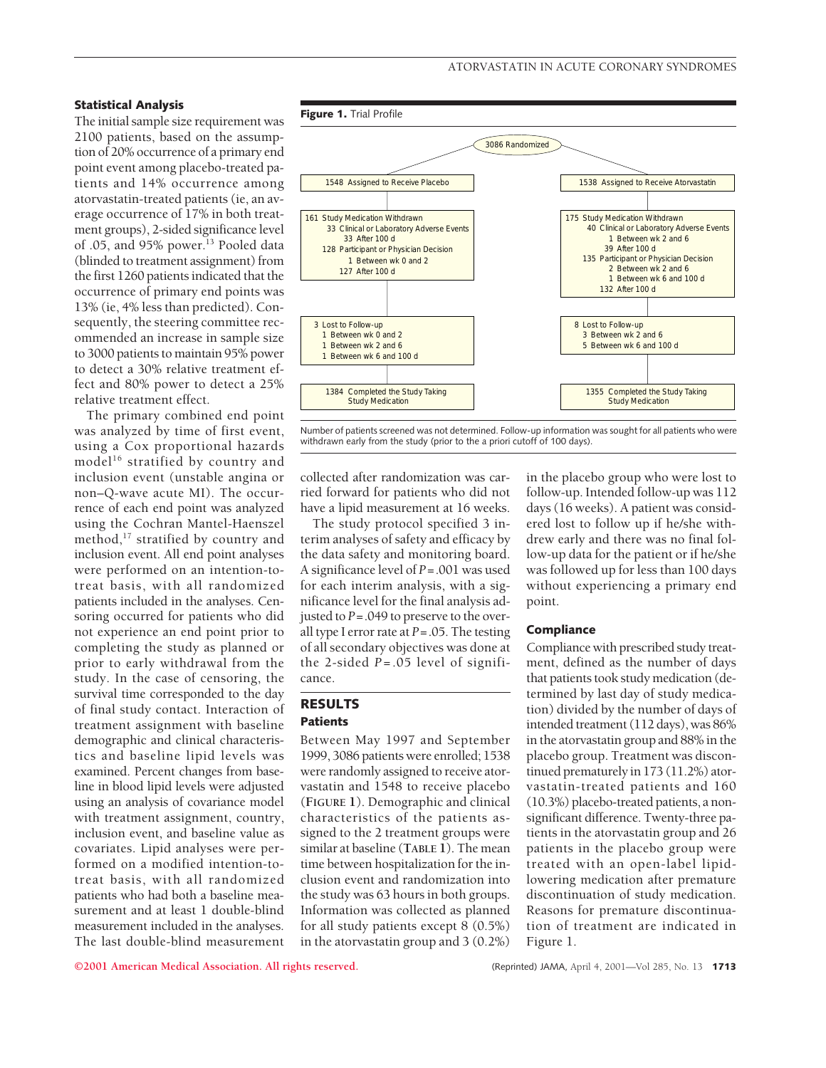### Statistical Analysis

The initial sample size requirement was 2100 patients, based on the assumption of 20% occurrence of a primary end point event among placebo-treated patients and 14% occurrence among atorvastatin-treated patients (ie, an average occurrence of 17% in both treatment groups), 2-sided significance level of .05, and 95% power.[13] Pooled data (blinded to treatment assignment) from the first 1260 patients indicated that the occurrence of primary end points was 13% (ie, 4% less than predicted). Consequently, the steering committee recommended an increase in sample size to 3000 patients to maintain 95% power to detect a 30% relative treatment effect and 80% power to detect a 25% relative treatment effect.

The primary combined end point was analyzed by time of first event, using a Cox proportional hazards model[16] stratified by country and inclusion event (unstable angina or non–Q-wave acute MI). The occurrence of each end point was analyzed using the Cochran Mantel-Haenszel method,[17] stratified by country and inclusion event. All end point analyses were performed on an intention-to-treat basis, with all randomized patients included in the analyses. Censoring occurred for patients who did not experience an end point prior to completing the study as planned or prior to early withdrawal from the study. In the case of censoring, the survival time corresponded to the day of final study contact. Interaction of treatment assignment with baseline demographic and clinical characteristics and baseline lipid levels was examined. Percent changes from baseline in blood lipid levels were adjusted using an analysis of covariance model with treatment assignment, country, inclusion event, and baseline value as covariates. Lipid analyses were performed on a modified intention-to-treat basis, with all randomized patients who had both a baseline measurement and at least 1 double-blind measurement included in the analyses. The last double-blind measurement collected after randomization was carried forward for patients who did not have a lipid measurement at 16 weeks.

The study protocol specified 3 interim analyses of safety and efficacy by the data safety and monitoring board. A significance level of $P=.001$ was used for each interim analysis, with a significance level for the final analysis adjusted to $P=.049$ to preserve to the overall type I error rate at $P=.05$. The testing of all secondary objectives was done at the 2-sided $P=.05$ level of significance.

**Figure 1.** Trial Profile

3086 Randomized

| Placebo | Atorvastatin |
|---|---|
| 1548 Assigned to Receive Placebo | 1538 Assigned to Receive Atorvastatin |
| 161 Study Medication Withdrawn<br>33 Clinical or Laboratory Adverse Events<br>33 After 100 d<br>128 Participant or Physician Decision<br>1 Between wk 0 and 2<br>127 After 100 d | 175 Study Medication Withdrawn<br>40 Clinical or Laboratory Adverse Events<br>1 Between wk 2 and 6<br>39 After 100 d<br>135 Participant or Physician Decision<br>2 Between wk 2 and 6<br>1 Between wk 6 and 100 d<br>132 After 100 d |
| 3 Lost to Follow-up<br>1 Between wk 0 and 2<br>1 Between wk 2 and 6<br>1 Between wk 6 and 100 d | 8 Lost to Follow-up<br>3 Between wk 2 and 6<br>5 Between wk 6 and 100 d |
| 1384 Completed the Study Taking Study Medication | 1355 Completed the Study Taking Study Medication |

Number of patients screened was not determined. Follow-up information was sought for all patients who were withdrawn early from the study (prior to the a priori cutoff of 100 days).

## RESULTS

### Patients

Between May 1997 and September 1999, 3086 patients were enrolled; 1538 were randomly assigned to receive atorvastatin and 1548 to receive placebo (FIGURE 1). Demographic and clinical characteristics of the patients assigned to the 2 treatment groups were similar at baseline (TABLE 1). The mean time between hospitalization for the inclusion event and randomization into the study was 63 hours in both groups. Information was collected as planned for all study patients except 8 (0.5%) in the atorvastatin group and 3 (0.2%) in the placebo group who were lost to follow-up. Intended follow-up was 112 days (16 weeks). A patient was considered lost to follow up if he/she withdrew early and there was no final follow-up data for the patient or if he/she was followed up for less than 100 days without experiencing a primary end point.

### Compliance

Compliance with prescribed study treatment, defined as the number of days that patients took study medication (determined by last day of study medication) divided by the number of days of intended treatment (112 days), was 86% in the atorvastatin group and 88% in the placebo group. Treatment was discontinued prematurely in 173 (11.2%) atorvastatin-treated patients and 160 (10.3%) placebo-treated patients, a nonsignificant difference. Twenty-three patients in the atorvastatin group and 26 patients in the placebo group were treated with an open-label lipid-lowering medication after premature discontinuation of study medication. Reasons for premature discontinuation of treatment are indicated in Figure 1.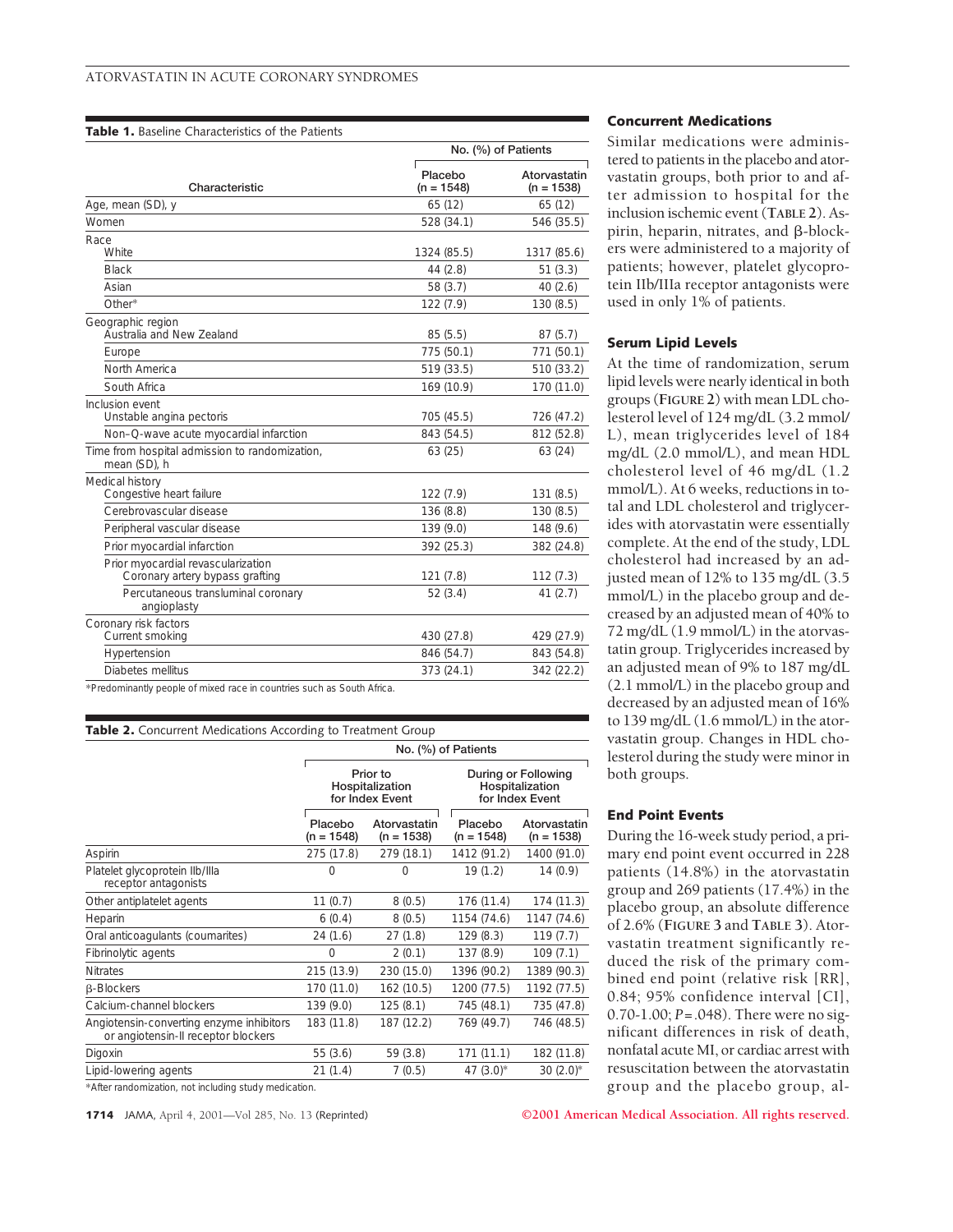**Table 1.** Baseline Characteristics of the Patients

| Characteristic | No. (%) of Patients | |
|---|---|---|
| | Placebo (n = 1548) | Atorvastatin (n = 1538) |
| Age, mean (SD), y | 65 (12) | 65 (12) |
| Women | 528 (34.1) | 546 (35.5) |
| Race | | |
| White | 1324 (85.5) | 1317 (85.6) |
| Black | 44 (2.8) | 51 (3.3) |
| Asian | 58 (3.7) | 40 (2.6) |
| Other* | 122 (7.9) | 130 (8.5) |
| Geographic region | | |
| Australia and New Zealand | 85 (5.5) | 87 (5.7) |
| Europe | 775 (50.1) | 771 (50.1) |
| North America | 519 (33.5) | 510 (33.2) |
| South Africa | 169 (10.9) | 170 (11.0) |
| Inclusion event | | |
| Unstable angina pectoris | 705 (45.5) | 726 (47.2) |
| Non–Q-wave acute myocardial infarction | 843 (54.5) | 812 (52.8) |
| Time from hospital admission to randomization, mean (SD), h | 63 (25) | 63 (24) |
| Medical history | | |
| Congestive heart failure | 122 (7.9) | 131 (8.5) |
| Cerebrovascular disease | 136 (8.8) | 130 (8.5) |
| Peripheral vascular disease | 139 (9.0) | 148 (9.6) |
| Prior myocardial infarction | 392 (25.3) | 382 (24.8) |
| Prior myocardial revascularization | | |
| Coronary artery bypass grafting | 121 (7.8) | 112 (7.3) |
| Percutaneous transluminal coronary angioplasty | 52 (3.4) | 41 (2.7) |
| Coronary risk factors | | |
| Current smoking | 430 (27.8) | 429 (27.9) |
| Hypertension | 846 (54.7) | 843 (54.8) |
| Diabetes mellitus | 373 (24.1) | 342 (22.2) |

*Predominantly people of mixed race in countries such as South Africa.

**Table 2.** Concurrent Medications According to Treatment Group

| | No. (%) of Patients | | | |
|---|---|---|---|---|
| | Prior to Hospitalization for Index Event | | During or Following Hospitalization for Index Event | |
| | Placebo (n = 1548) | Atorvastatin (n = 1538) | Placebo (n = 1548) | Atorvastatin (n = 1538) |
| Aspirin | 275 (17.8) | 279 (18.1) | 1412 (91.2) | 1400 (91.0) |
| Platelet glycoprotein IIb/IIIa receptor antagonists | 0 | 0 | 19 (1.2) | 14 (0.9) |
| Other antiplatelet agents | 11 (0.7) | 8 (0.5) | 176 (11.4) | 174 (11.3) |
| Heparin | 6 (0.4) | 8 (0.5) | 1154 (74.6) | 1147 (74.6) |
| Oral anticoagulants (coumarites) | 24 (1.6) | 27 (1.8) | 129 (8.3) | 119 (7.7) |
| Fibrinolytic agents | 0 | 2 (0.1) | 137 (8.9) | 109 (7.1) |
| Nitrates | 215 (13.9) | 230 (15.0) | 1396 (90.2) | 1389 (90.3) |
| β-Blockers | 170 (11.0) | 162 (10.5) | 1200 (77.5) | 1192 (77.5) |
| Calcium-channel blockers | 139 (9.0) | 125 (8.1) | 745 (48.1) | 735 (47.8) |
| Angiotensin-converting enzyme inhibitors or angiotensin-II receptor blockers | 183 (11.8) | 187 (12.2) | 769 (49.7) | 746 (48.5) |
| Digoxin | 55 (3.6) | 59 (3.8) | 171 (11.1) | 182 (11.8) |
| Lipid-lowering agents | 21 (1.4) | 7 (0.5) | 47 (3.0)* | 30 (2.0)* |

*After randomization, not including study medication.

## Concurrent Medications

Similar medications were administered to patients in the placebo and atorvastatin groups, both prior to and after admission to hospital for the inclusion ischemic event (**TABLE 2**). Aspirin, heparin, nitrates, and β-blockers were administered to a majority of patients; however, platelet glycoprotein IIb/IIIa receptor antagonists were used in only 1% of patients.

## Serum Lipid Levels

At the time of randomization, serum lipid levels were nearly identical in both groups (**FIGURE 2**) with mean LDL cholesterol level of 124 mg/dL (3.2 mmol/L), mean triglycerides level of 184 mg/dL (2.0 mmol/L), and mean HDL cholesterol level of 46 mg/dL (1.2 mmol/L). At 6 weeks, reductions in total and LDL cholesterol and triglycerides with atorvastatin were essentially complete. At the end of the study, LDL cholesterol had increased by an adjusted mean of 12% to 135 mg/dL (3.5 mmol/L) in the placebo group and decreased by an adjusted mean of 40% to 72 mg/dL (1.9 mmol/L) in the atorvastatin group. Triglycerides increased by an adjusted mean of 9% to 187 mg/dL (2.1 mmol/L) in the placebo group and decreased by an adjusted mean of 16% to 139 mg/dL (1.6 mmol/L) in the atorvastatin group. Changes in HDL cholesterol during the study were minor in both groups.

## End Point Events

During the 16-week study period, a primary end point event occurred in 228 patients (14.8%) in the atorvastatin group and 269 patients (17.4%) in the placebo group, an absolute difference of 2.6% (**FIGURE 3** and **TABLE 3**). Atorvastatin treatment significantly reduced the risk of the primary combined end point (relative risk [RR], 0.84; 95% confidence interval [CI], 0.70-1.00; $P=.048$). There were no significant differences in risk of death, nonfatal acute MI, or cardiac arrest with resuscitation between the atorvastatin group and the placebo group, al-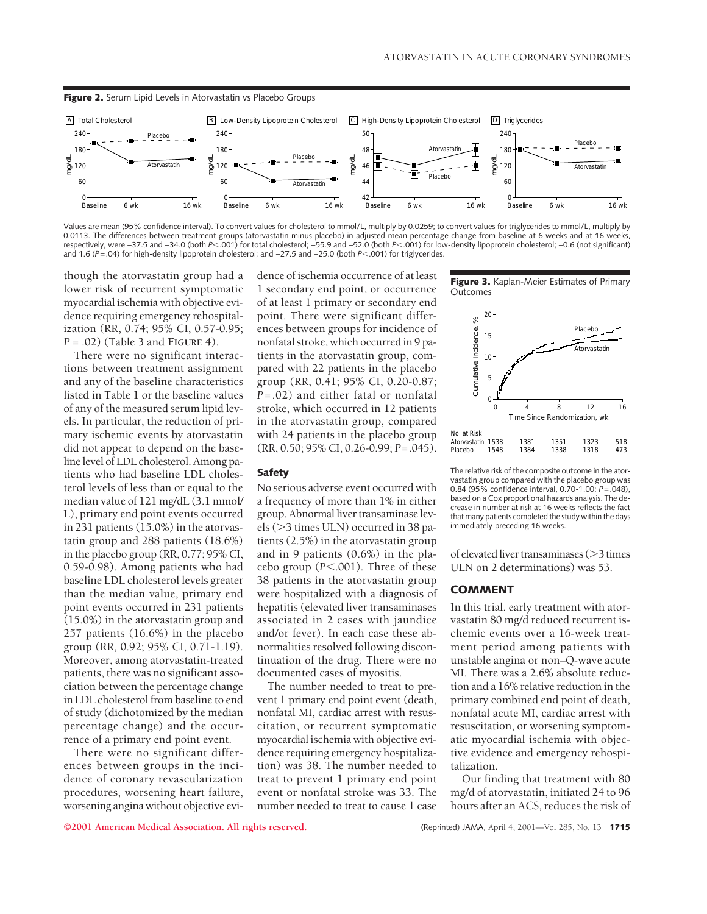**Figure 2.** Serum Lipid Levels in Atorvastatin vs Placebo Groups

Values are mean (95% confidence interval). To convert values for cholesterol to mmol/L, multiply by 0.0259; to convert values for triglycerides to mmol/L, multiply by 0.0113. The differences between treatment groups (atorvastatin minus placebo) in adjusted mean percentage change from baseline at 6 weeks and at 16 weeks, respectively, were −37.5 and −34.0 (both $P<.001$) for total cholesterol; −55.9 and −52.0 (both $P<.001$) for low-density lipoprotein cholesterol; −0.6 (not significant) and 1.6 ($P=.04$) for high-density lipoprotein cholesterol; and −27.5 and −25.0 (both $P<.001$) for triglycerides.

though the atorvastatin group had a lower risk of recurrent symptomatic myocardial ischemia with objective evidence requiring emergency rehospitalization (RR, 0.74; 95% CI, 0.57-0.95; $P = .02$) (Table 3 and FIGURE 4).

There were no significant interactions between treatment assignment and any of the baseline characteristics listed in Table 1 or the baseline values of any of the measured serum lipid levels. In particular, the reduction of primary ischemic events by atorvastatin did not appear to depend on the baseline level of LDL cholesterol. Among patients who had baseline LDL cholesterol levels of less than or equal to the median value of 121 mg/dL (3.1 mmol/L), primary end point events occurred in 231 patients (15.0%) in the atorvastatin group and 288 patients (18.6%) in the placebo group (RR, 0.77; 95% CI, 0.59-0.98). Among patients who had baseline LDL cholesterol levels greater than the median value, primary end point events occurred in 231 patients (15.0%) in the atorvastatin group and 257 patients (16.6%) in the placebo group (RR, 0.92; 95% CI, 0.71-1.19). Moreover, among atorvastatin-treated patients, there was no significant association between the percentage change in LDL cholesterol from baseline to end of study (dichotomized by the median percentage change) and the occurrence of a primary end point event.

There were no significant differences between groups in the incidence of coronary revascularization procedures, worsening heart failure, worsening angina without objective evidence of ischemia occurrence of at least 1 secondary end point, or occurrence of at least 1 primary or secondary end point. There were significant differences between groups for incidence of nonfatal stroke, which occurred in 9 patients in the atorvastatin group, compared with 22 patients in the placebo group (RR, 0.41; 95% CI, 0.20-0.87; $P=.02$) and either fatal or nonfatal stroke, which occurred in 12 patients in the atorvastatin group, compared with 24 patients in the placebo group (RR, 0.50; 95% CI, 0.26-0.99; $P=.045$).

### Safety

No serious adverse event occurred with a frequency of more than 1% in either group. Abnormal liver transaminase levels (>3 times ULN) occurred in 38 patients (2.5%) in the atorvastatin group and in 9 patients (0.6%) in the placebo group ($P<.001$). Three of these 38 patients in the atorvastatin group were hospitalized with a diagnosis of hepatitis (elevated liver transaminases associated in 2 cases with jaundice and/or fever). In each case these abnormalities resolved following discontinuation of the drug. There were no documented cases of myositis.

The number needed to treat to prevent 1 primary end point event (death, nonfatal MI, cardiac arrest with resuscitation, or recurrent symptomatic myocardial ischemia with objective evidence requiring emergency hospitalization) was 38. The number needed to treat to prevent 1 primary end point event or nonfatal stroke was 33. The number needed to treat to cause 1 case of elevated liver transaminases (>3 times ULN on 2 determinations) was 53.

**Figure 3.** Kaplan-Meier Estimates of Primary Outcomes

| No. at Risk | 0 | 4 | 8 | 12 | 16 |
|---|---|---|---|---|---|
| Atorvastatin | 1538 | 1381 | 1351 | 1323 | 518 |
| Placebo | 1548 | 1384 | 1338 | 1318 | 473 |

The relative risk of the composite outcome in the atorvastatin group compared with the placebo group was 0.84 (95% confidence interval, 0.70-1.00; $P=.048$), based on a Cox proportional hazards analysis. The decrease in number at risk at 16 weeks reflects the fact that many patients completed the study within the days immediately preceding 16 weeks.

## COMMENT

In this trial, early treatment with atorvastatin 80 mg/d reduced recurrent ischemic events over a 16-week treatment period among patients with unstable angina or non–Q-wave acute MI. There was a 2.6% absolute reduction and a 16% relative reduction in the primary combined end point of death, nonfatal acute MI, cardiac arrest with resuscitation, or worsening symptomatic myocardial ischemia with objective evidence and emergency rehospitalization.

Our finding that treatment with 80 mg/d of atorvastatin, initiated 24 to 96 hours after an ACS, reduces the risk of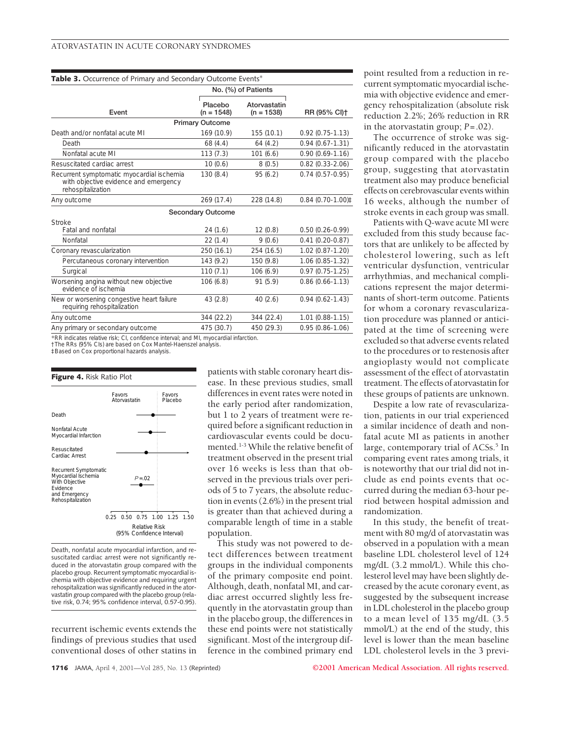**Table 3.** Occurrence of Primary and Secondary Outcome Events*

| Event | No. (%) of Patients: Placebo (n = 1548) | No. (%) of Patients: Atorvastatin (n = 1538) | RR (95% CI)† |
|---|---|---|---|
| **Primary Outcome** | | | |
| Death and/or nonfatal acute MI | 169 (10.9) | 155 (10.1) | 0.92 (0.75-1.13) |
| Death | 68 (4.4) | 64 (4.2) | 0.94 (0.67-1.31) |
| Nonfatal acute MI | 113 (7.3) | 101 (6.6) | 0.90 (0.69-1.16) |
| Resuscitated cardiac arrest | 10 (0.6) | 8 (0.5) | 0.82 (0.33-2.06) |
| Recurrent symptomatic myocardial ischemia with objective evidence and emergency rehospitalization | 130 (8.4) | 95 (6.2) | 0.74 (0.57-0.95) |
| Any outcome | 269 (17.4) | 228 (14.8) | 0.84 (0.70-1.00)‡ |
| **Secondary Outcome** | | | |
| Stroke | | | |
| Fatal and nonfatal | 24 (1.6) | 12 (0.8) | 0.50 (0.26-0.99) |
| Nonfatal | 22 (1.4) | 9 (0.6) | 0.41 (0.20-0.87) |
| Coronary revascularization | 250 (16.1) | 254 (16.5) | 1.02 (0.87-1.20) |
| Percutaneous coronary intervention | 143 (9.2) | 150 (9.8) | 1.06 (0.85-1.32) |
| Surgical | 110 (7.1) | 106 (6.9) | 0.97 (0.75-1.25) |
| Worsening angina without new objective evidence of ischemia | 106 (6.8) | 91 (5.9) | 0.86 (0.66-1.13) |
| New or worsening congestive heart failure requiring rehospitalization | 43 (2.8) | 40 (2.6) | 0.94 (0.62-1.43) |
| Any outcome | 344 (22.2) | 344 (22.4) | 1.01 (0.88-1.15) |
| Any primary or secondary outcome | 475 (30.7) | 450 (29.3) | 0.95 (0.86-1.06) |

*RR indicates relative risk; CI, confidence interval; and MI, myocardial infarction.
†The RRs (95% CIs) are based on Cox Mantel-Haenszel analysis.
‡Based on Cox proportional hazards analysis.

**Figure 4.** Risk Ratio Plot

Death, nonfatal acute myocardial infarction, and resuscitated cardiac arrest were not significantly reduced in the atorvastatin group compared with the placebo group. Recurrent symptomatic myocardial ischemia with objective evidence and requiring urgent rehospitalization was significantly reduced in the atorvastatin group compared with the placebo group (relative risk, 0.74; 95% confidence interval, 0.57-0.95).

recurrent ischemic events extends the findings of previous studies that used conventional doses of other statins in patients with stable coronary heart disease. In these previous studies, small differences in event rates were noted in the early period after randomization, but 1 to 2 years of treatment were required before a significant reduction in cardiovascular events could be documented.[1-3] While the relative benefit of treatment observed in the present trial over 16 weeks is less than that observed in the previous trials over periods of 5 to 7 years, the absolute reduction in events (2.6%) in the present trial is greater than that achieved during a comparable length of time in a stable population.

This study was not powered to detect differences between treatment groups in the individual components of the primary composite end point. Although, death, nonfatal MI, and cardiac arrest occurred slightly less frequently in the atorvastatin group than in the placebo group, the differences in these end points were not statistically significant. Most of the intergroup difference in the combined primary end point resulted from a reduction in recurrent symptomatic myocardial ischemia with objective evidence and emergency rehospitalization (absolute risk reduction 2.2%; 26% reduction in RR in the atorvastatin group; $P = .02$).

The occurrence of stroke was significantly reduced in the atorvastatin group compared with the placebo group, suggesting that atorvastatin treatment also may produce beneficial effects on cerebrovascular events within 16 weeks, although the number of stroke events in each group was small.

Patients with Q-wave acute MI were excluded from this study because factors that are unlikely to be affected by cholesterol lowering, such as left ventricular dysfunction, ventricular arrhythmias, and mechanical complications represent the major determinants of short-term outcome. Patients for whom a coronary revascularization procedure was planned or anticipated at the time of screening were excluded so that adverse events related to the procedures or to restenosis after angioplasty would not complicate assessment of the effect of atorvastatin treatment. The effects of atorvastatin for these groups of patients are unknown.

Despite a low rate of revascularization, patients in our trial experienced a similar incidence of death and nonfatal acute MI as patients in another large, contemporary trial of ACSs.[5] In comparing event rates among trials, it is noteworthy that our trial did not include as end points events that occurred during the median 63-hour period between hospital admission and randomization.

In this study, the benefit of treatment with 80 mg/d of atorvastatin was observed in a population with a mean baseline LDL cholesterol level of 124 mg/dL (3.2 mmol/L). While this cholesterol level may have been slightly decreased by the acute coronary event, as suggested by the subsequent increase in LDL cholesterol in the placebo group to a mean level of 135 mg/dL (3.5 mmol/L) at the end of the study, this level is lower than the mean baseline LDL cholesterol levels in the 3 previ-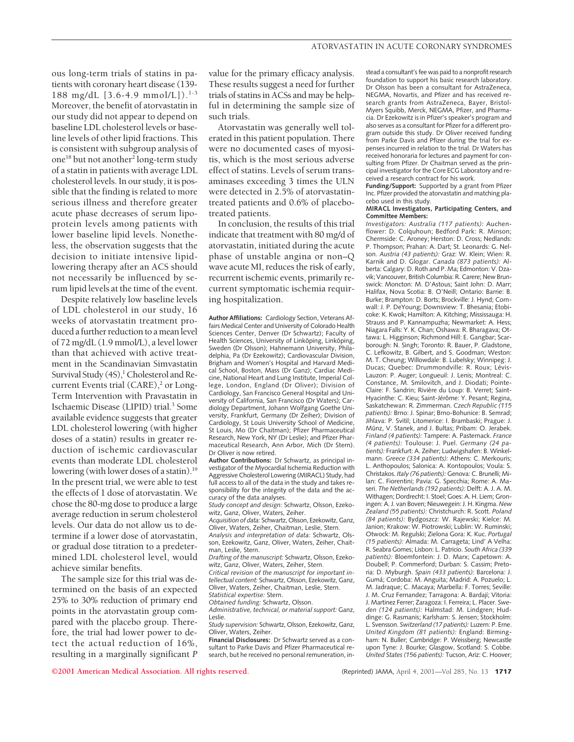ous long-term trials of statins in patients with coronary heart disease (139-188 mg/dL [3.6-4.9 mmol/L]).[1-3] Moreover, the benefit of atorvastatin in our study did not appear to depend on baseline LDL cholesterol levels or baseline levels of other lipid fractions. This is consistent with subgroup analysis of one[18] but not another[2] long-term study of a statin in patients with average LDL cholesterol levels. In our study, it is possible that the finding is related to more serious illness and therefore greater acute phase decreases of serum lipoprotein levels among patients with lower baseline lipid levels. Nonetheless, the observation suggests that the decision to initiate intensive lipid-lowering therapy after an ACS should not necessarily be influenced by serum lipid levels at the time of the event.

Despite relatively low baseline levels of LDL cholesterol in our study, 16 weeks of atorvastatin treatment produced a further reduction to a mean level of 72 mg/dL (1.9 mmol/L), a level lower than that achieved with active treatment in the Scandinavian Simvastatin Survival Study (4S),[1] Cholesterol and Recurrent Events trial (CARE),[2] or Long-Term Intervention with Pravastatin in Ischaemic Disease (LIPID) trial.[3] Some available evidence suggests that greater LDL cholesterol lowering (with higher doses of a statin) results in greater reduction of ischemic cardiovascular events than moderate LDL cholesterol lowering (with lower doses of a statin).[19] In the present trial, we were able to test the effects of 1 dose of atorvastatin. We chose the 80-mg dose to produce a large average reduction in serum cholesterol levels. Our data do not allow us to determine if a lower dose of atorvastatin, or gradual dose titration to a predetermined LDL cholesterol level, would achieve similar benefits.

The sample size for this trial was determined on the basis of an expected 25% to 30% reduction of primary end points in the atorvastatin group compared with the placebo group. Therefore, the trial had lower power to detect the actual reduction of 16%, resulting in a marginally significant *P* value for the primary efficacy analysis. These results suggest a need for further trials of statins in ACSs and may be helpful in determining the sample size of such trials.

Atorvastatin was generally well tolerated in this patient population. There were no documented cases of myositis, which is the most serious adverse effect of statins. Levels of serum transaminases exceeding 3 times the ULN were detected in 2.5% of atorvastatin-treated patients and 0.6% of placebo-treated patients.

In conclusion, the results of this trial indicate that treatment with 80 mg/d of atorvastatin, initiated during the acute phase of unstable angina or non–Q wave acute MI, reduces the risk of early, recurrent ischemic events, primarily recurrent symptomatic ischemia requiring hospitalization.

**Author Affiliations:** Cardiology Section, Veterans Affairs Medical Center and University of Colorado Health Sciences Center, Denver (Dr Schwartz); Faculty of Health Sciences, University of Linköping, Linköping, Sweden (Dr Olsson); Hahnemann University, Philadelphia, Pa (Dr Ezekowitz); Cardiovascular Division, Brigham and Women's Hospital and Harvard Medical School, Boston, Mass (Dr Ganz); Cardiac Medicine, National Heart and Lung Institute, Imperial College, London, England (Dr Oliver); Division of Cardiology, San Francisco General Hospital and University of California, San Francisco (Dr Waters); Cardiology Department, Johann Wolfgang Goethe University, Frankfurt, Germany (Dr Zeiher); Division of Cardiology, St Louis University School of Medicine, St Louis, Mo (Dr Chaitman); Pfizer Pharmaceutical Research, New York, NY (Dr Leslie); and Pfizer Pharmaceutical Research, Ann Arbor, Mich (Dr Stern). Dr Oliver is now retired.

**Author Contributions:** Dr Schwartz, as principal investigator of the Myocardial Ischemia Reduction with Aggressive Cholesterol Lowering (MIRACL) Study, had full access to all of the data in the study and takes responsibility for the integrity of the data and the accuracy of the data analyses.

*Study concept and design:* Schwartz, Olsson, Ezekowitz, Ganz, Oliver, Waters, Zeiher.

*Acquisition of data:* Schwartz, Olsson, Ezekowitz, Ganz, Oliver, Waters, Zeiher, Chaitman, Leslie, Stern.

*Analysis and interpretation of data:* Schwartz, Olsson, Ezekowitz, Ganz, Oliver, Waters, Zeiher, Chaitman, Leslie, Stern.

*Drafting of the manuscript:* Schwartz, Olsson, Ezekowitz, Ganz, Oliver, Waters, Zeiher, Stern.

*Critical revision of the manuscript for important intellectual content:* Schwartz, Olsson, Ezekowitz, Ganz, Oliver, Waters, Zeiher, Chaitman, Leslie, Stern.

*Statistical expertise:* Stern.

*Obtained funding:* Schwartz, Olsson.

*Administrative, technical, or material support:* Ganz, Leslie.

*Study supervision:* Schwartz, Olsson, Ezekowitz, Ganz, Oliver, Waters, Zeiher.

**Financial Disclosures:** Dr Schwartz served as a consultant to Parke Davis and Pfizer Pharmaceutical research, but he received no personal remuneration, instead a consultant's fee was paid to a nonprofit research foundation to support his basic research laboratory. Dr Olsson has been a consultant for AstraZeneca, NEGMA, Novartis, and Pfizer and has received research grants from AstraZeneca, Bayer, Bristol-Myers Squibb, Merck, NEGMA, Pfizer, and Pharmacia. Dr Ezekowitz is in Pfizer's speaker's program and also serves as a consultant for Pfizer for a different program outside this study. Dr Oliver received funding from Parke Davis and Pfizer during the trial for expenses incurred in relation to the trial. Dr Waters has received honoraria for lectures and payment for consulting from Pfizer. Dr Chaitman served as the principal investigator for the Core ECG Laboratory and received a research contract for his work.

**Funding/Support:** Supported by a grant from Pfizer Inc. Pfizer provided the atorvastatin and matching placebo used in this study.

**MIRACL Investigators, Participating Centers, and Committee Members:**

*Investigators: Australia (117 patients):* Auchenflower: D. Colquhoun; Bedford Park: R. Minson; Chermside: C. Aroney; Herston: D. Cross; Nedlands: P. Thompson; Prahan: A. Dart; St. Leonards: G. Nelson. *Austria (43 patients):* Graz: W. Klein; Wien: R. Karnik and D. Glogar. *Canada (873 patients):* Alberta: Calgary: D. Roth and P. Ma; Edmonton: V. Dzavik; Vancouver, British Columbia: R. Carere; New Brunswick: Moncton: M. D'Astous; Saint John: D. Marr; Halifax, Nova Scotia: B. O'Neill; Ontario: Barrie: B. Burke; Brampton: D. Borts; Brockville: J. Hynd; Cornwall: J. P. DeYoung; Downsview: T. Bhesania; Etobicoke: K. Kwok; Hamilton: A. Kitching; Mississauga: H. Strauss and P. Kannampuzha; Newmarket: A. Hess; Niagara Falls: Y. K. Chan; Oshawa: R. Bharagava; Ottawa: L. Higginson; Richmond Hill: E. Gangbar; Scarborough: N. Singh; Toronto: R. Bauer, P. Gladstone, C. Lefkowitz, B. Gilbert, and S. Goodman; Weston: M. T. Cheung; Willowdale: B. Lubelsky; Winnipeg: J. Ducas; Quebec: Drummondville: R. Roux; Lévis-Lauzon: P. Auger; Longueuil: J. Lenis; Montreal: C. Constance, M. Smilovitch, and J. Diodati; Pointe-Claire: F. Sandrin; Rivière du Loup: B. Verret; Saint-Hyacinthe: C. Kieu; Saint-Jérôme: Y. Pesant; Regina, Saskatchewan: R. Zimmerman. *Czech Republic (115 patients):* Brno: J. Spinar; Brno-Bohunice: B. Semrad; Jihlava: P. Svitil; Litomerice: I. Brambaski; Prague: J. Münz, V. Stanek, and J. Bultas; Pribam: O. Jerabek. *Finland (4 patients):* Tampere: A. Pasternack. *France (4 patients):* Toulouse: J. Puel. *Germany (24 patients):* Frankfurt: A. Zeiher; Ludwigshafen: B. Winkelmann. *Greece (334 patients):* Athens: C. Merkouris; L. Anthopoulos; Salonica: A. Kontopoulos; Voula: S. Christakos. *Italy (76 patients):* Genova: C. Brunelli; Milan: C. Fiorentini; Pavia: G. Specchia; Rome: A. Maseri. *The Netherlands (192 patients):* Delft: A. J. A. M. Withagen; Dordrecht: I. Stoel; Goes: A. H. Liem; Groningen: A. J. van Boven; Nieuwegein: J. H. Kingma. *New Zealand (55 patients):* Christchurch: R. Scott. *Poland (84 patients):* Bydgoszcz: W. Rajewski; Kielce: M. Janion; Krakow: W. Piotrowski; Lublin: W. Ruminski; Otwock: M. Regulski; Zielona Gora: K. Kuc. *Portugal (15 patients):* Almada: M. Carrageta; Lind' A Velha: R. Seabra Gomes; Lisbon: L. Patricio. *South Africa (339 patients):* Bloemfontein: J. D. Marx; Capetown: A. Doubell; P. Commerford; Durban: S. Cassim; Pretoria: D. Myburgh. *Spain (433 patients):* Barcelona: J. Gumá; Cordoba: M. Anguita; Madrid: A. Pozuelo; L. M. Jadraque; C. Macaya; Marbella: F. Torres; Seville: J. M. Cruz Fernandez; Tarragona: A. Bardají; Vitoria: J. Martinez Ferrer; Zaragoza: I. Ferreira; L. Placer. *Sweden (124 patients):* Halmstad: M. Lindgren; Huddinge: G. Rasmanis; Karlsham: S. Jensen; Stockholm: L. Svensson. *Switzerland (17 patients):* Luzern: P. Erne. *United Kingdom (81 patients):* England: Birmingham: N. Buller; Cambridge: P. Weissberg; Newcastle upon Tyne: J. Bourke; Glasgow, Scotland: S. Cobbe. *United States (156 patients):* Tucson, Ariz: C. Hoover;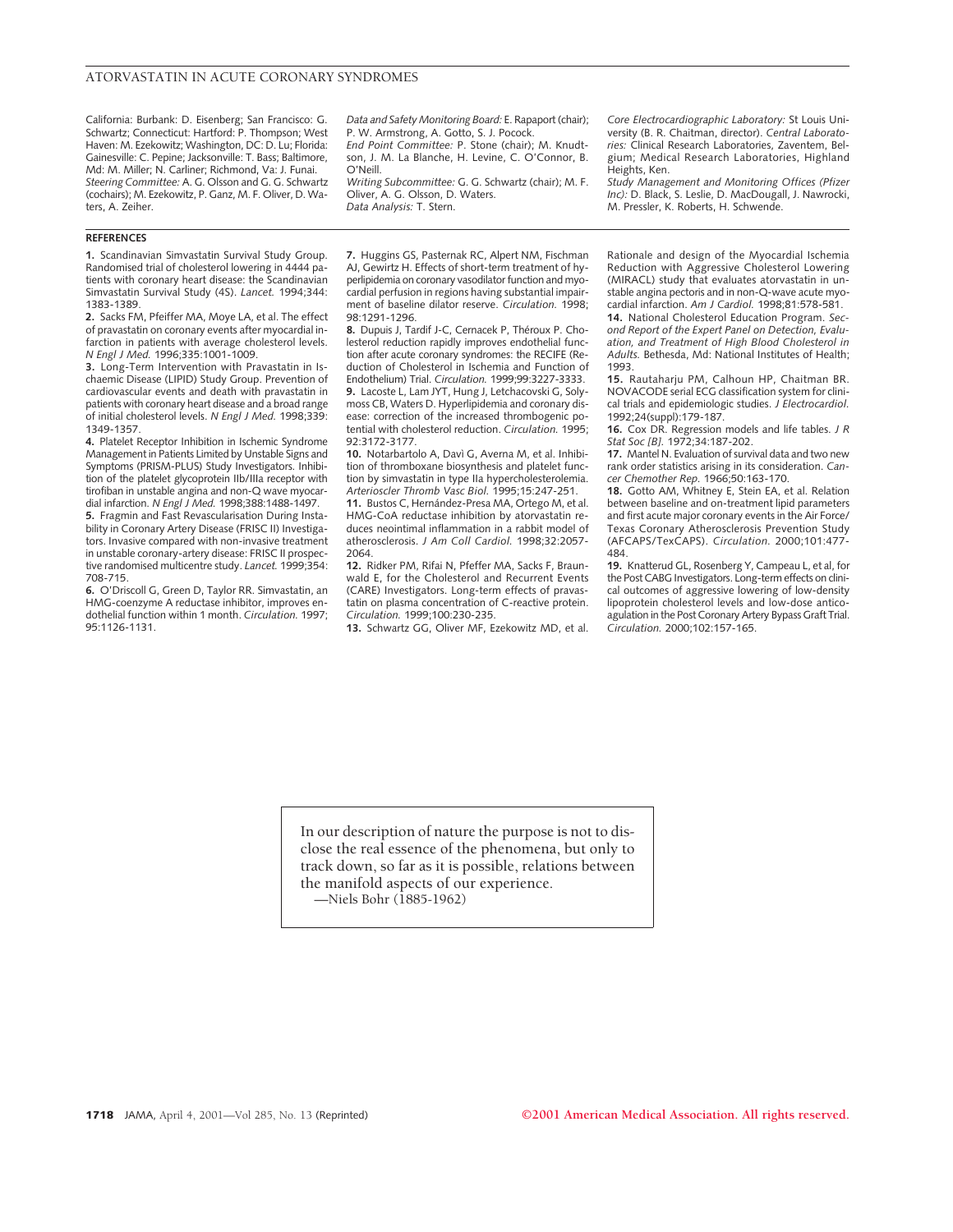California: Burbank: D. Eisenberg; San Francisco: G. Schwartz; Connecticut: Hartford: P. Thompson; West Haven: M. Ezekowitz; Washington, DC: D. Lu; Florida: Gainesville: C. Pepine; Jacksonville: T. Bass; Baltimore, Md: M. Miller; N. Carliner; Richmond, Va: J. Funai.
*Steering Committee:* A. G. Olsson and G. G. Schwartz (cochairs); M. Ezekowitz, P. Ganz, M. F. Oliver, D. Waters, A. Zeiher.

*Data and Safety Monitoring Board:* E. Rapaport (chair); P. W. Armstrong, A. Gotto, S. J. Pocock.
*End Point Committee:* P. Stone (chair); M. Knudtson, J. M. La Blanche, H. Levine, C. O'Connor, B. O'Neill.
*Writing Subcommittee:* G. G. Schwartz (chair); M. F. Oliver, A. G. Olsson, D. Waters.
*Data Analysis:* T. Stern.

*Core Electrocardiographic Laboratory:* St Louis University (B. R. Chaitman, director). *Central Laboratories:* Clinical Research Laboratories, Zaventem, Belgium; Medical Research Laboratories, Highland Heights, Ken.
*Study Management and Monitoring Offices (Pfizer Inc):* D. Black, S. Leslie, D. MacDougall, J. Nawrocki, M. Pressler, K. Roberts, H. Schwende.

## REFERENCES

**1.** Scandinavian Simvastatin Survival Study Group. Randomised trial of cholesterol lowering in 4444 patients with coronary heart disease: the Scandinavian Simvastatin Survival Study (4S). *Lancet.* 1994;344: 1383-1389.

**2.** Sacks FM, Pfeiffer MA, Moye LA, et al. The effect of pravastatin on coronary events after myocardial infarction in patients with average cholesterol levels. *N Engl J Med.* 1996;335:1001-1009.

**3.** Long-Term Intervention with Pravastatin in Ischaemic Disease (LIPID) Study Group. Prevention of cardiovascular events and death with pravastatin in patients with coronary heart disease and a broad range of initial cholesterol levels. *N Engl J Med.* 1998;339: 1349-1357.

**4.** Platelet Receptor Inhibition in Ischemic Syndrome Management in Patients Limited by Unstable Signs and Symptoms (PRISM-PLUS) Study Investigators. Inhibition of the platelet glycoprotein IIb/IIIa receptor with tirofiban in unstable angina and non-Q wave myocardial infarction. *N Engl J Med.* 1998;388:1488-1497.

**5.** Fragmin and Fast Revascularisation During Instability in Coronary Artery Disease (FRISC II) Investigators. Invasive compared with non-invasive treatment in unstable coronary-artery disease: FRISC II prospective randomised multicentre study. *Lancet.* 1999;354: 708-715.

**6.** O'Driscoll G, Green D, Taylor RR. Simvastatin, an HMG-coenzyme A reductase inhibitor, improves endothelial function within 1 month. *Circulation.* 1997; 95:1126-1131.

**7.** Huggins GS, Pasternak RC, Alpert NM, Fischman AJ, Gewirtz H. Effects of short-term treatment of hyperlipidemia on coronary vasodilator function and myocardial perfusion in regions having substantial impairment of baseline dilator reserve. *Circulation.* 1998; 98:1291-1296.

**8.** Dupuis J, Tardif J-C, Cernacek P, Théroux P. Cholesterol reduction rapidly improves endothelial function after acute coronary syndromes: the RECIFE (Reduction of Cholesterol in Ischemia and Function of Endothelium) Trial. *Circulation.* 1999;99:3227-3333.

**9.** Lacoste L, Lam JYT, Hung J, Letchacovski G, Solymoss CB, Waters D. Hyperlipidemia and coronary disease: correction of the increased thrombogenic potential with cholesterol reduction. *Circulation.* 1995; 92:3172-3177.

**10.** Notarbartolo A, Davì G, Averna M, et al. Inhibition of thromboxane biosynthesis and platelet function by simvastatin in type IIa hypercholesterolemia. *Arterioscler Thromb Vasc Biol.* 1995;15:247-251.

**11.** Bustos C, Hernández-Presa MA, Ortego M, et al. HMG-CoA reductase inhibition by atorvastatin reduces neointimal inflammation in a rabbit model of atherosclerosis. *J Am Coll Cardiol.* 1998;32:2057-2064.

**12.** Ridker PM, Rifai N, Pfeffer MA, Sacks F, Braunwald E, for the Cholesterol and Recurrent Events (CARE) Investigators. Long-term effects of pravastatin on plasma concentration of C-reactive protein. *Circulation.* 1999;100:230-235.

**13.** Schwartz GG, Oliver MF, Ezekowitz MD, et al. Rationale and design of the Myocardial Ischemia Reduction with Aggressive Cholesterol Lowering (MIRACL) study that evaluates atorvastatin in unstable angina pectoris and in non-Q-wave acute myocardial infarction. *Am J Cardiol.* 1998;81:578-581.

**14.** National Cholesterol Education Program. *Second Report of the Expert Panel on Detection, Evaluation, and Treatment of High Blood Cholesterol in Adults.* Bethesda, Md: National Institutes of Health; 1993.

**15.** Rautaharju PM, Calhoun HP, Chaitman BR. NOVACODE serial ECG classification system for clinical trials and epidemiologic studies. *J Electrocardiol.* 1992;24(suppl):179-187.

**16.** Cox DR. Regression models and life tables. *J R Stat Soc [B].* 1972;34:187-202.

**17.** Mantel N. Evaluation of survival data and two new rank order statistics arising in its consideration. *Cancer Chemother Rep.* 1966;50:163-170.

**18.** Gotto AM, Whitney E, Stein EA, et al. Relation between baseline and on-treatment lipid parameters and first acute major coronary events in the Air Force/Texas Coronary Atherosclerosis Prevention Study (AFCAPS/TexCAPS). *Circulation.* 2000;101:477-484.

**19.** Knatterud GL, Rosenberg Y, Campeau L, et al, for the Post CABG Investigators. Long-term effects on clinical outcomes of aggressive lowering of low-density lipoprotein cholesterol levels and low-dose anticoagulation in the Post Coronary Artery Bypass Graft Trial. *Circulation.* 2000;102:157-165.

> In our description of nature the purpose is not to disclose the real essence of the phenomena, but only to track down, so far as it is possible, relations between the manifold aspects of our experience.
> —Niels Bohr (1885-1962)